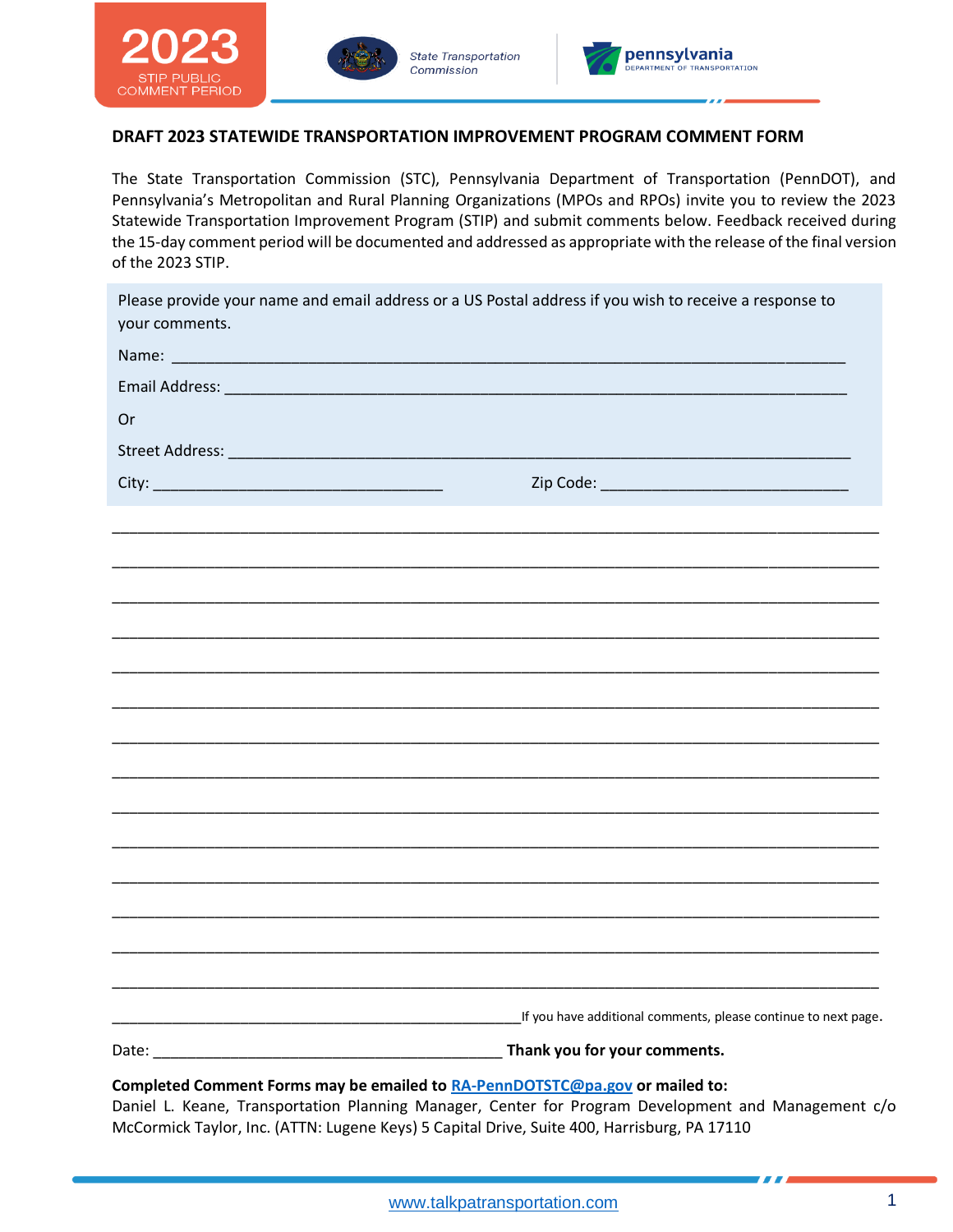2023 STIP PUBLIC COMMENT PERIOD

State Transportation Commission

pennsylvania DEPARTMENT OF TRANSPORTATION

## DRAFT 2023 STATEWIDE TRANSPORTATION IMPROVEMENT PROGRAM COMMENT FORM

The State Transportation Commission (STC), Pennsylvania Department of Transportation (PennDOT), and Pennsylvania's Metropolitan and Rural Planning Organizations (MPOs and RPOs) invite you to review the 2023 Statewide Transportation Improvement Program (STIP) and submit comments below. Feedback received during the 15-day comment period will be documented and addressed as appropriate with the release of the final version of the 2023 STIP.

Please provide your name and email address or a US Postal address if you wish to receive a response to your comments.

Name: ______________________________________________________________________

Email Address: ________________________________________________________________

Or

Street Address: _______________________________________________________________

City: _________________________________ Zip Code: ____________________________

______________________________________________________________________________

______________________________________________________________________________

______________________________________________________________________________

______________________________________________________________________________

______________________________________________________________________________

______________________________________________________________________________

______________________________________________________________________________

______________________________________________________________________________

______________________________________________________________________________

______________________________________________________________________________

______________________________________________________________________________

______________________________________________________________________________

______________________________________________________________________________

______________________________________________________________________________

______________________________________________ If you have additional comments, please continue to next page.

Date: ________________________________________ **Thank you for your comments.**

**Completed Comment Forms may be emailed to RA-PennDOTSTC@pa.gov or mailed to:**
Daniel L. Keane, Transportation Planning Manager, Center for Program Development and Management c/o McCormick Taylor, Inc. (ATTN: Lugene Keys) 5 Capital Drive, Suite 400, Harrisburg, PA 17110

www.talkpatransportation.com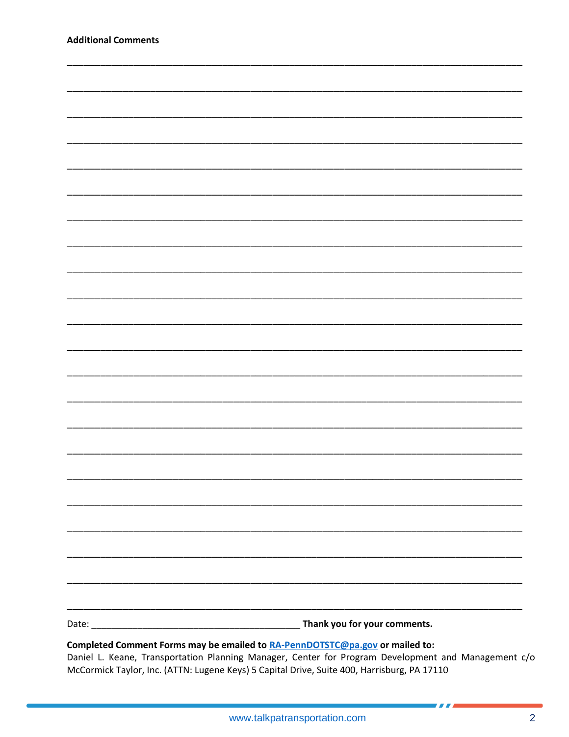**Additional Comments**

\_\_\_\_\_\_\_\_\_\_\_\_\_\_\_\_\_\_\_\_\_\_\_\_\_\_\_\_\_\_\_\_\_\_\_\_\_\_\_\_\_\_\_\_\_\_\_\_\_\_\_\_\_\_\_\_\_\_\_\_\_\_\_\_\_\_\_\_\_\_\_\_\_\_\_\_\_\_\_\_\_\_

\_\_\_\_\_\_\_\_\_\_\_\_\_\_\_\_\_\_\_\_\_\_\_\_\_\_\_\_\_\_\_\_\_\_\_\_\_\_\_\_\_\_\_\_\_\_\_\_\_\_\_\_\_\_\_\_\_\_\_\_\_\_\_\_\_\_\_\_\_\_\_\_\_\_\_\_\_\_\_\_\_\_

\_\_\_\_\_\_\_\_\_\_\_\_\_\_\_\_\_\_\_\_\_\_\_\_\_\_\_\_\_\_\_\_\_\_\_\_\_\_\_\_\_\_\_\_\_\_\_\_\_\_\_\_\_\_\_\_\_\_\_\_\_\_\_\_\_\_\_\_\_\_\_\_\_\_\_\_\_\_\_\_\_\_

\_\_\_\_\_\_\_\_\_\_\_\_\_\_\_\_\_\_\_\_\_\_\_\_\_\_\_\_\_\_\_\_\_\_\_\_\_\_\_\_\_\_\_\_\_\_\_\_\_\_\_\_\_\_\_\_\_\_\_\_\_\_\_\_\_\_\_\_\_\_\_\_\_\_\_\_\_\_\_\_\_\_

\_\_\_\_\_\_\_\_\_\_\_\_\_\_\_\_\_\_\_\_\_\_\_\_\_\_\_\_\_\_\_\_\_\_\_\_\_\_\_\_\_\_\_\_\_\_\_\_\_\_\_\_\_\_\_\_\_\_\_\_\_\_\_\_\_\_\_\_\_\_\_\_\_\_\_\_\_\_\_\_\_\_

\_\_\_\_\_\_\_\_\_\_\_\_\_\_\_\_\_\_\_\_\_\_\_\_\_\_\_\_\_\_\_\_\_\_\_\_\_\_\_\_\_\_\_\_\_\_\_\_\_\_\_\_\_\_\_\_\_\_\_\_\_\_\_\_\_\_\_\_\_\_\_\_\_\_\_\_\_\_\_\_\_\_

\_\_\_\_\_\_\_\_\_\_\_\_\_\_\_\_\_\_\_\_\_\_\_\_\_\_\_\_\_\_\_\_\_\_\_\_\_\_\_\_\_\_\_\_\_\_\_\_\_\_\_\_\_\_\_\_\_\_\_\_\_\_\_\_\_\_\_\_\_\_\_\_\_\_\_\_\_\_\_\_\_\_

\_\_\_\_\_\_\_\_\_\_\_\_\_\_\_\_\_\_\_\_\_\_\_\_\_\_\_\_\_\_\_\_\_\_\_\_\_\_\_\_\_\_\_\_\_\_\_\_\_\_\_\_\_\_\_\_\_\_\_\_\_\_\_\_\_\_\_\_\_\_\_\_\_\_\_\_\_\_\_\_\_\_

\_\_\_\_\_\_\_\_\_\_\_\_\_\_\_\_\_\_\_\_\_\_\_\_\_\_\_\_\_\_\_\_\_\_\_\_\_\_\_\_\_\_\_\_\_\_\_\_\_\_\_\_\_\_\_\_\_\_\_\_\_\_\_\_\_\_\_\_\_\_\_\_\_\_\_\_\_\_\_\_\_\_

\_\_\_\_\_\_\_\_\_\_\_\_\_\_\_\_\_\_\_\_\_\_\_\_\_\_\_\_\_\_\_\_\_\_\_\_\_\_\_\_\_\_\_\_\_\_\_\_\_\_\_\_\_\_\_\_\_\_\_\_\_\_\_\_\_\_\_\_\_\_\_\_\_\_\_\_\_\_\_\_\_\_

\_\_\_\_\_\_\_\_\_\_\_\_\_\_\_\_\_\_\_\_\_\_\_\_\_\_\_\_\_\_\_\_\_\_\_\_\_\_\_\_\_\_\_\_\_\_\_\_\_\_\_\_\_\_\_\_\_\_\_\_\_\_\_\_\_\_\_\_\_\_\_\_\_\_\_\_\_\_\_\_\_\_

\_\_\_\_\_\_\_\_\_\_\_\_\_\_\_\_\_\_\_\_\_\_\_\_\_\_\_\_\_\_\_\_\_\_\_\_\_\_\_\_\_\_\_\_\_\_\_\_\_\_\_\_\_\_\_\_\_\_\_\_\_\_\_\_\_\_\_\_\_\_\_\_\_\_\_\_\_\_\_\_\_\_

\_\_\_\_\_\_\_\_\_\_\_\_\_\_\_\_\_\_\_\_\_\_\_\_\_\_\_\_\_\_\_\_\_\_\_\_\_\_\_\_\_\_\_\_\_\_\_\_\_\_\_\_\_\_\_\_\_\_\_\_\_\_\_\_\_\_\_\_\_\_\_\_\_\_\_\_\_\_\_\_\_\_

\_\_\_\_\_\_\_\_\_\_\_\_\_\_\_\_\_\_\_\_\_\_\_\_\_\_\_\_\_\_\_\_\_\_\_\_\_\_\_\_\_\_\_\_\_\_\_\_\_\_\_\_\_\_\_\_\_\_\_\_\_\_\_\_\_\_\_\_\_\_\_\_\_\_\_\_\_\_\_\_\_\_

\_\_\_\_\_\_\_\_\_\_\_\_\_\_\_\_\_\_\_\_\_\_\_\_\_\_\_\_\_\_\_\_\_\_\_\_\_\_\_\_\_\_\_\_\_\_\_\_\_\_\_\_\_\_\_\_\_\_\_\_\_\_\_\_\_\_\_\_\_\_\_\_\_\_\_\_\_\_\_\_\_\_

\_\_\_\_\_\_\_\_\_\_\_\_\_\_\_\_\_\_\_\_\_\_\_\_\_\_\_\_\_\_\_\_\_\_\_\_\_\_\_\_\_\_\_\_\_\_\_\_\_\_\_\_\_\_\_\_\_\_\_\_\_\_\_\_\_\_\_\_\_\_\_\_\_\_\_\_\_\_\_\_\_\_

\_\_\_\_\_\_\_\_\_\_\_\_\_\_\_\_\_\_\_\_\_\_\_\_\_\_\_\_\_\_\_\_\_\_\_\_\_\_\_\_\_\_\_\_\_\_\_\_\_\_\_\_\_\_\_\_\_\_\_\_\_\_\_\_\_\_\_\_\_\_\_\_\_\_\_\_\_\_\_\_\_\_

\_\_\_\_\_\_\_\_\_\_\_\_\_\_\_\_\_\_\_\_\_\_\_\_\_\_\_\_\_\_\_\_\_\_\_\_\_\_\_\_\_\_\_\_\_\_\_\_\_\_\_\_\_\_\_\_\_\_\_\_\_\_\_\_\_\_\_\_\_\_\_\_\_\_\_\_\_\_\_\_\_\_

\_\_\_\_\_\_\_\_\_\_\_\_\_\_\_\_\_\_\_\_\_\_\_\_\_\_\_\_\_\_\_\_\_\_\_\_\_\_\_\_\_\_\_\_\_\_\_\_\_\_\_\_\_\_\_\_\_\_\_\_\_\_\_\_\_\_\_\_\_\_\_\_\_\_\_\_\_\_\_\_\_\_

\_\_\_\_\_\_\_\_\_\_\_\_\_\_\_\_\_\_\_\_\_\_\_\_\_\_\_\_\_\_\_\_\_\_\_\_\_\_\_\_\_\_\_\_\_\_\_\_\_\_\_\_\_\_\_\_\_\_\_\_\_\_\_\_\_\_\_\_\_\_\_\_\_\_\_\_\_\_\_\_\_\_

\_\_\_\_\_\_\_\_\_\_\_\_\_\_\_\_\_\_\_\_\_\_\_\_\_\_\_\_\_\_\_\_\_\_\_\_\_\_\_\_\_\_\_\_\_\_\_\_\_\_\_\_\_\_\_\_\_\_\_\_\_\_\_\_\_\_\_\_\_\_\_\_\_\_\_\_\_\_\_\_\_\_

\_\_\_\_\_\_\_\_\_\_\_\_\_\_\_\_\_\_\_\_\_\_\_\_\_\_\_\_\_\_\_\_\_\_\_\_\_\_\_\_\_\_\_\_\_\_\_\_\_\_\_\_\_\_\_\_\_\_\_\_\_\_\_\_\_\_\_\_\_\_\_\_\_\_\_\_\_\_\_\_\_\_

Date: \_\_\_\_\_\_\_\_\_\_\_\_\_\_\_\_\_\_\_\_\_\_\_\_\_\_\_\_\_\_\_\_\_\_\_\_\_\_\_\_ **Thank you for your comments.**

**Completed Comment Forms may be emailed to [RA-PennDOTSTC@pa.gov](mailto:RA-PennDOTSTC@pa.gov) or mailed to:**
Daniel L. Keane, Transportation Planning Manager, Center for Program Development and Management c/o McCormick Taylor, Inc. (ATTN: Lugene Keys) 5 Capital Drive, Suite 400, Harrisburg, PA 17110

www.talkpatransportation.com